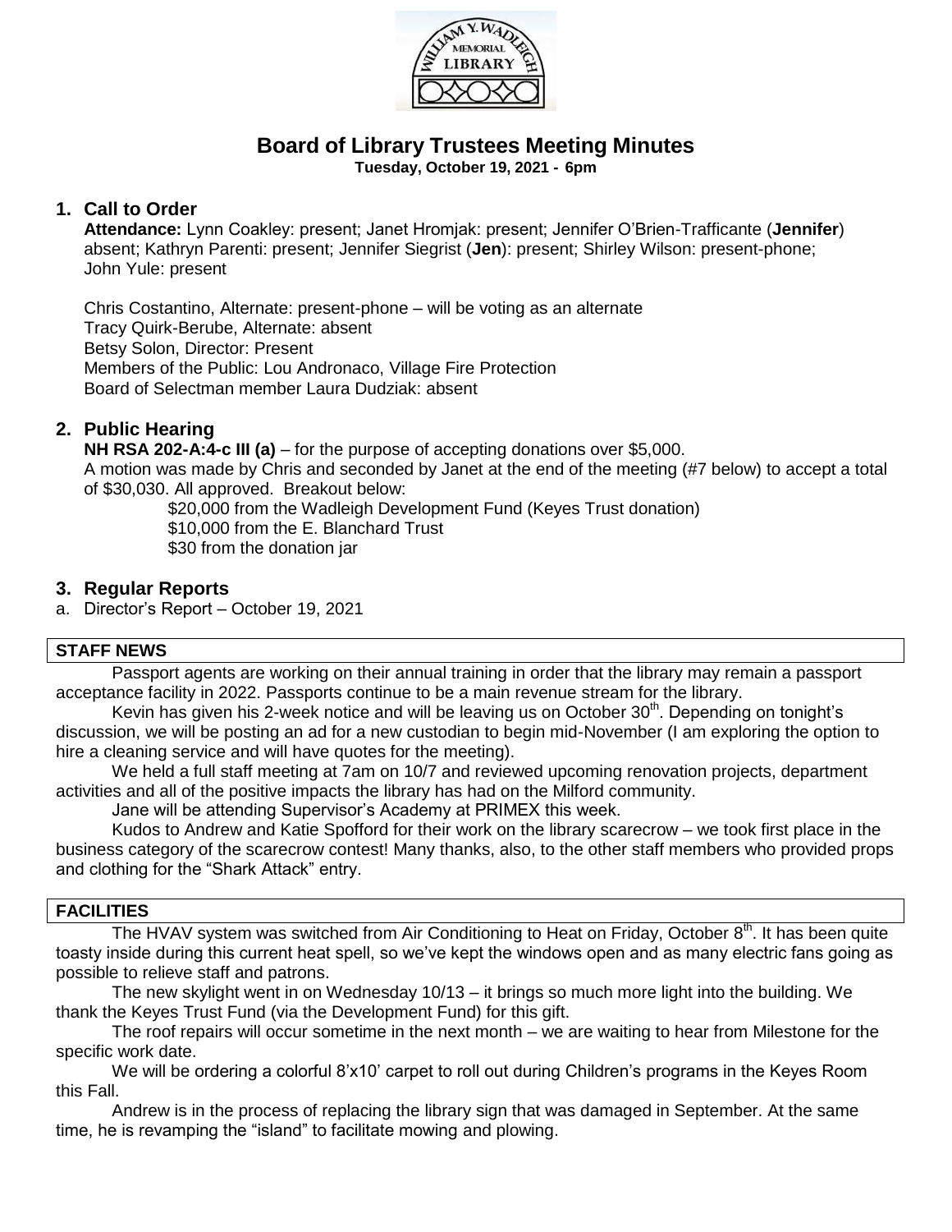# Board of Library Trustees Meeting Minutes

**Tuesday, October 19, 2021 - 6pm**

## 1. Call to Order

**Attendance:** Lynn Coakley: present; Janet Hromjak: present; Jennifer O'Brien-Trafficante (**Jennifer**) absent; Kathryn Parenti: present; Jennifer Siegrist (**Jen**): present; Shirley Wilson: present-phone; John Yule: present

Chris Costantino, Alternate: present-phone – will be voting as an alternate
Tracy Quirk-Berube, Alternate: absent
Betsy Solon, Director: Present
Members of the Public: Lou Andronaco, Village Fire Protection
Board of Selectman member Laura Dudziak: absent

## 2. Public Hearing

**NH RSA 202-A:4-c III (a)** – for the purpose of accepting donations over $5,000.
A motion was made by Chris and seconded by Janet at the end of the meeting (#7 below) to accept a total of $30,030. All approved. Breakout below:

$20,000 from the Wadleigh Development Fund (Keyes Trust donation)
$10,000 from the E. Blanchard Trust
$30 from the donation jar

## 3. Regular Reports

a. Director's Report – October 19, 2021

### STAFF NEWS

Passport agents are working on their annual training in order that the library may remain a passport acceptance facility in 2022. Passports continue to be a main revenue stream for the library.

Kevin has given his 2-week notice and will be leaving us on October 30th. Depending on tonight's discussion, we will be posting an ad for a new custodian to begin mid-November (I am exploring the option to hire a cleaning service and will have quotes for the meeting).

We held a full staff meeting at 7am on 10/7 and reviewed upcoming renovation projects, department activities and all of the positive impacts the library has had on the Milford community.

Jane will be attending Supervisor's Academy at PRIMEX this week.

Kudos to Andrew and Katie Spofford for their work on the library scarecrow – we took first place in the business category of the scarecrow contest! Many thanks, also, to the other staff members who provided props and clothing for the "Shark Attack" entry.

### FACILITIES

The HVAV system was switched from Air Conditioning to Heat on Friday, October 8th. It has been quite toasty inside during this current heat spell, so we've kept the windows open and as many electric fans going as possible to relieve staff and patrons.

The new skylight went in on Wednesday 10/13 – it brings so much more light into the building. We thank the Keyes Trust Fund (via the Development Fund) for this gift.

The roof repairs will occur sometime in the next month – we are waiting to hear from Milestone for the specific work date.

We will be ordering a colorful 8'x10' carpet to roll out during Children's programs in the Keyes Room this Fall.

Andrew is in the process of replacing the library sign that was damaged in September. At the same time, he is revamping the "island" to facilitate mowing and plowing.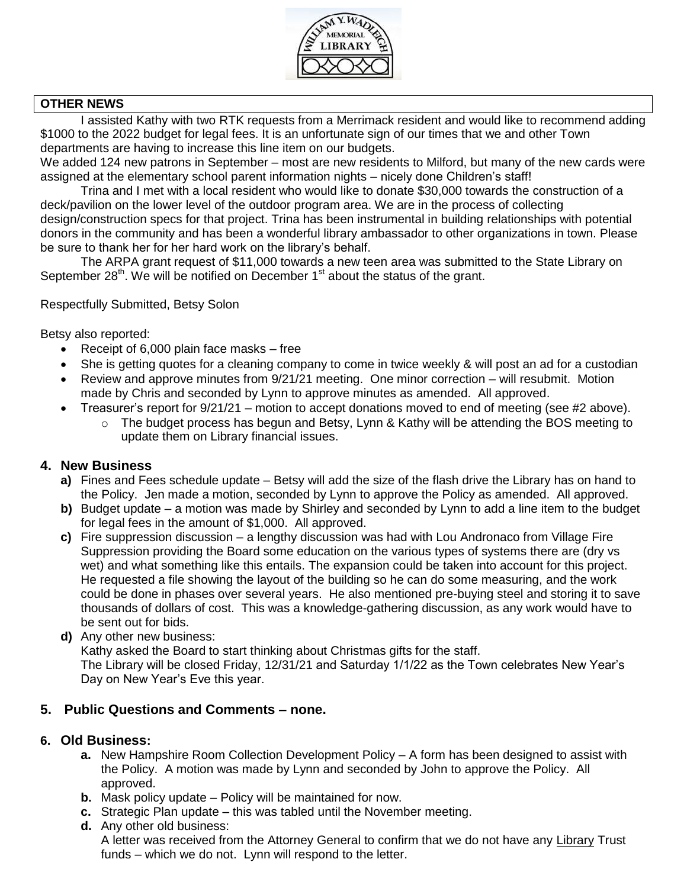**OTHER NEWS**

I assisted Kathy with two RTK requests from a Merrimack resident and would like to recommend adding \$1000 to the 2022 budget for legal fees. It is an unfortunate sign of our times that we and other Town departments are having to increase this line item on our budgets.

We added 124 new patrons in September – most are new residents to Milford, but many of the new cards were assigned at the elementary school parent information nights – nicely done Children's staff!

Trina and I met with a local resident who would like to donate \$30,000 towards the construction of a deck/pavilion on the lower level of the outdoor program area. We are in the process of collecting design/construction specs for that project. Trina has been instrumental in building relationships with potential donors in the community and has been a wonderful library ambassador to other organizations in town. Please be sure to thank her for her hard work on the library's behalf.

The ARPA grant request of \$11,000 towards a new teen area was submitted to the State Library on September 28th. We will be notified on December 1st about the status of the grant.

Respectfully Submitted, Betsy Solon

Betsy also reported:

- Receipt of 6,000 plain face masks – free
- She is getting quotes for a cleaning company to come in twice weekly & will post an ad for a custodian
- Review and approve minutes from 9/21/21 meeting. One minor correction – will resubmit. Motion made by Chris and seconded by Lynn to approve minutes as amended. All approved.
- Treasurer's report for 9/21/21 – motion to accept donations moved to end of meeting (see #2 above).
  - The budget process has begun and Betsy, Lynn & Kathy will be attending the BOS meeting to update them on Library financial issues.

## 4. New Business

**a)** Fines and Fees schedule update – Betsy will add the size of the flash drive the Library has on hand to the Policy. Jen made a motion, seconded by Lynn to approve the Policy as amended. All approved.

**b)** Budget update – a motion was made by Shirley and seconded by Lynn to add a line item to the budget for legal fees in the amount of \$1,000. All approved.

**c)** Fire suppression discussion – a lengthy discussion was had with Lou Andronaco from Village Fire Suppression providing the Board some education on the various types of systems there are (dry vs wet) and what something like this entails. The expansion could be taken into account for this project. He requested a file showing the layout of the building so he can do some measuring, and the work could be done in phases over several years. He also mentioned pre-buying steel and storing it to save thousands of dollars of cost. This was a knowledge-gathering discussion, as any work would have to be sent out for bids.

**d)** Any other new business:
Kathy asked the Board to start thinking about Christmas gifts for the staff.
The Library will be closed Friday, 12/31/21 and Saturday 1/1/22 as the Town celebrates New Year's Day on New Year's Eve this year.

## 5. Public Questions and Comments – none.

## 6. Old Business:

**a.** New Hampshire Room Collection Development Policy – A form has been designed to assist with the Policy. A motion was made by Lynn and seconded by John to approve the Policy. All approved.

**b.** Mask policy update – Policy will be maintained for now.

**c.** Strategic Plan update – this was tabled until the November meeting.

**d.** Any other old business:
A letter was received from the Attorney General to confirm that we do not have any Library Trust funds – which we do not. Lynn will respond to the letter.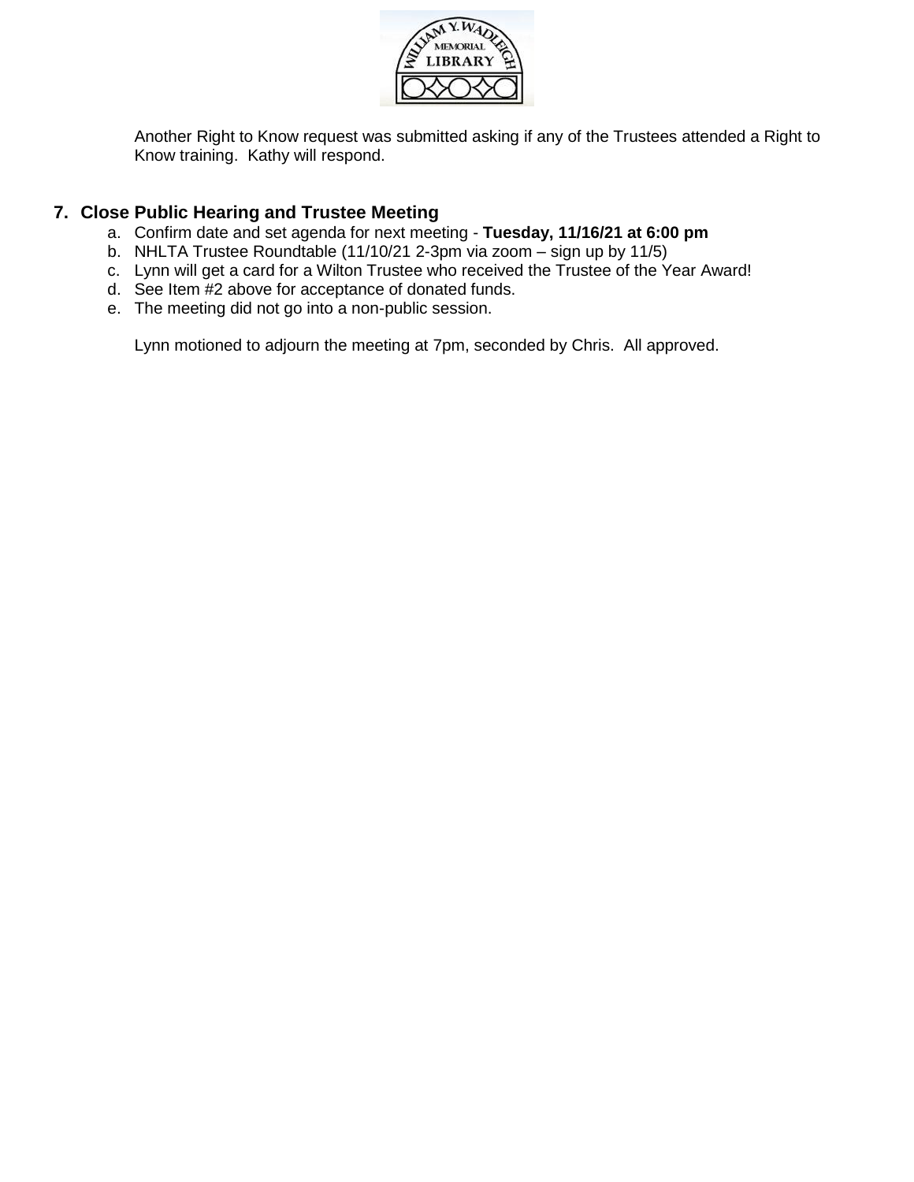Another Right to Know request was submitted asking if any of the Trustees attended a Right to Know training. Kathy will respond.

## 7. Close Public Hearing and Trustee Meeting

a. Confirm date and set agenda for next meeting - **Tuesday, 11/16/21 at 6:00 pm**
b. NHLTA Trustee Roundtable (11/10/21 2-3pm via zoom – sign up by 11/5)
c. Lynn will get a card for a Wilton Trustee who received the Trustee of the Year Award!
d. See Item #2 above for acceptance of donated funds.
e. The meeting did not go into a non-public session.

Lynn motioned to adjourn the meeting at 7pm, seconded by Chris. All approved.